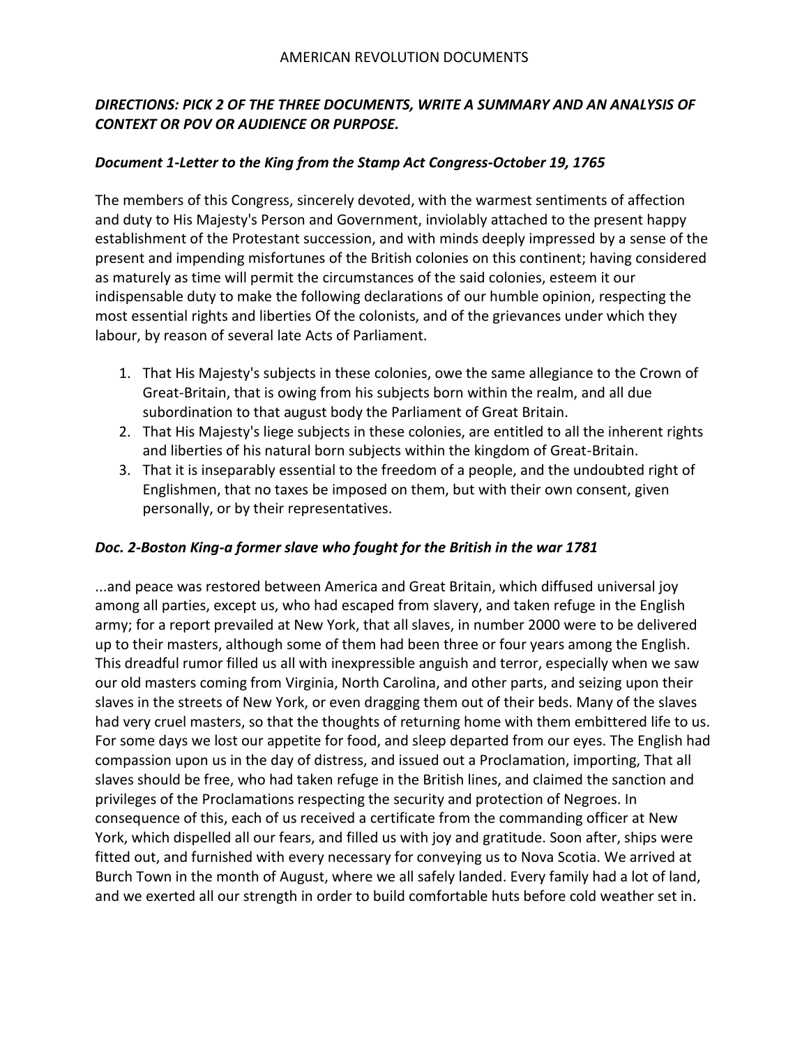AMERICAN REVOLUTION DOCUMENTS

***DIRECTIONS: PICK 2 OF THE THREE DOCUMENTS, WRITE A SUMMARY AND AN ANALYSIS OF CONTEXT OR POV OR AUDIENCE OR PURPOSE.***

***Document 1-Letter to the King from the Stamp Act Congress-October 19, 1765***

The members of this Congress, sincerely devoted, with the warmest sentiments of affection and duty to His Majesty's Person and Government, inviolably attached to the present happy establishment of the Protestant succession, and with minds deeply impressed by a sense of the present and impending misfortunes of the British colonies on this continent; having considered as maturely as time will permit the circumstances of the said colonies, esteem it our indispensable duty to make the following declarations of our humble opinion, respecting the most essential rights and liberties Of the colonists, and of the grievances under which they labour, by reason of several late Acts of Parliament.

1. That His Majesty's subjects in these colonies, owe the same allegiance to the Crown of Great-Britain, that is owing from his subjects born within the realm, and all due subordination to that august body the Parliament of Great Britain.
2. That His Majesty's liege subjects in these colonies, are entitled to all the inherent rights and liberties of his natural born subjects within the kingdom of Great-Britain.
3. That it is inseparably essential to the freedom of a people, and the undoubted right of Englishmen, that no taxes be imposed on them, but with their own consent, given personally, or by their representatives.

***Doc. 2-Boston King-a former slave who fought for the British in the war 1781***

...and peace was restored between America and Great Britain, which diffused universal joy among all parties, except us, who had escaped from slavery, and taken refuge in the English army; for a report prevailed at New York, that all slaves, in number 2000 were to be delivered up to their masters, although some of them had been three or four years among the English. This dreadful rumor filled us all with inexpressible anguish and terror, especially when we saw our old masters coming from Virginia, North Carolina, and other parts, and seizing upon their slaves in the streets of New York, or even dragging them out of their beds. Many of the slaves had very cruel masters, so that the thoughts of returning home with them embittered life to us. For some days we lost our appetite for food, and sleep departed from our eyes. The English had compassion upon us in the day of distress, and issued out a Proclamation, importing, That all slaves should be free, who had taken refuge in the British lines, and claimed the sanction and privileges of the Proclamations respecting the security and protection of Negroes. In consequence of this, each of us received a certificate from the commanding officer at New York, which dispelled all our fears, and filled us with joy and gratitude. Soon after, ships were fitted out, and furnished with every necessary for conveying us to Nova Scotia. We arrived at Burch Town in the month of August, where we all safely landed. Every family had a lot of land, and we exerted all our strength in order to build comfortable huts before cold weather set in.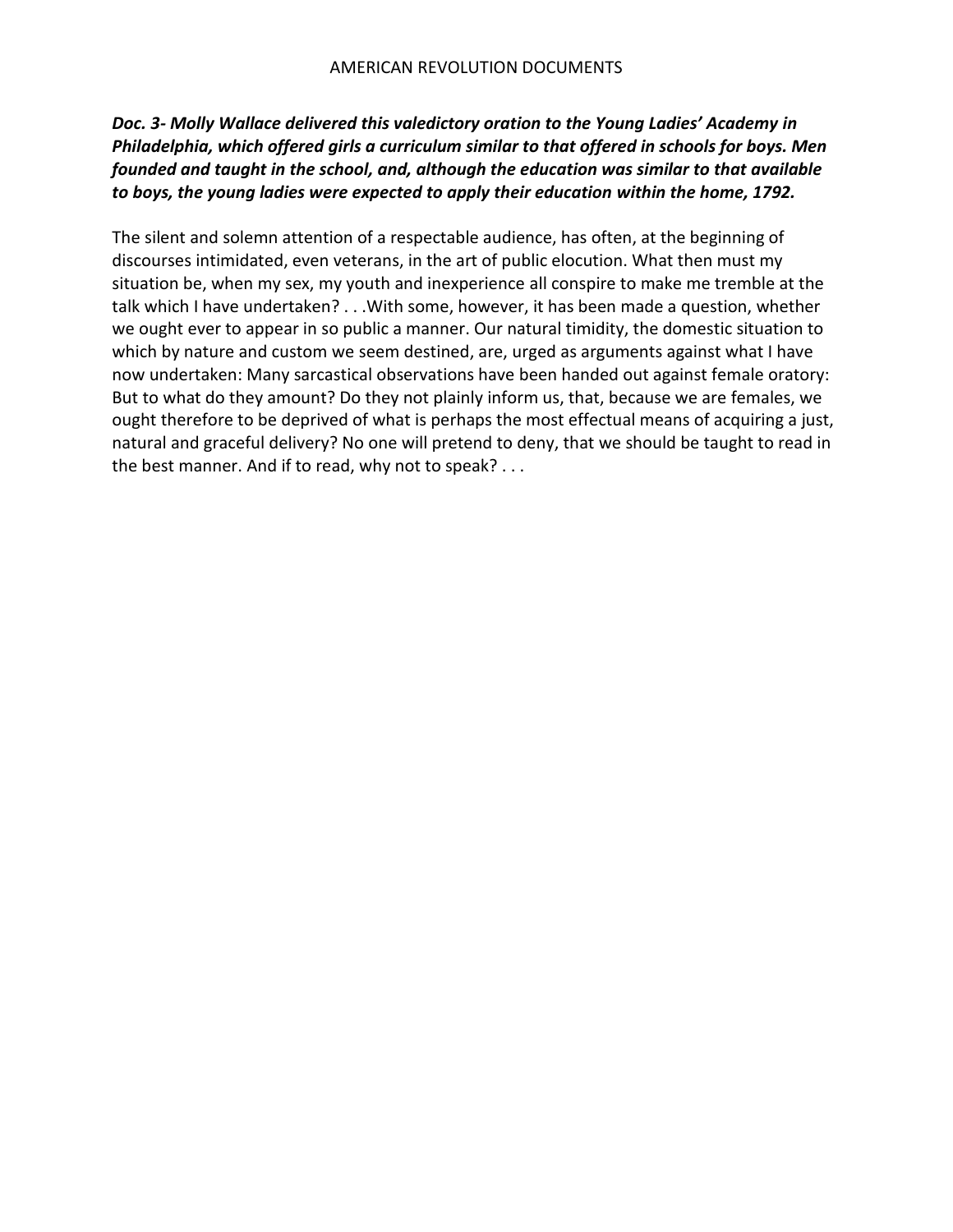***Doc. 3- Molly Wallace delivered this valedictory oration to the Young Ladies' Academy in Philadelphia, which offered girls a curriculum similar to that offered in schools for boys. Men founded and taught in the school, and, although the education was similar to that available to boys, the young ladies were expected to apply their education within the home, 1792.***

The silent and solemn attention of a respectable audience, has often, at the beginning of discourses intimidated, even veterans, in the art of public elocution. What then must my situation be, when my sex, my youth and inexperience all conspire to make me tremble at the talk which I have undertaken? . . .With some, however, it has been made a question, whether we ought ever to appear in so public a manner. Our natural timidity, the domestic situation to which by nature and custom we seem destined, are, urged as arguments against what I have now undertaken: Many sarcastical observations have been handed out against female oratory: But to what do they amount? Do they not plainly inform us, that, because we are females, we ought therefore to be deprived of what is perhaps the most effectual means of acquiring a just, natural and graceful delivery? No one will pretend to deny, that we should be taught to read in the best manner. And if to read, why not to speak? . . .